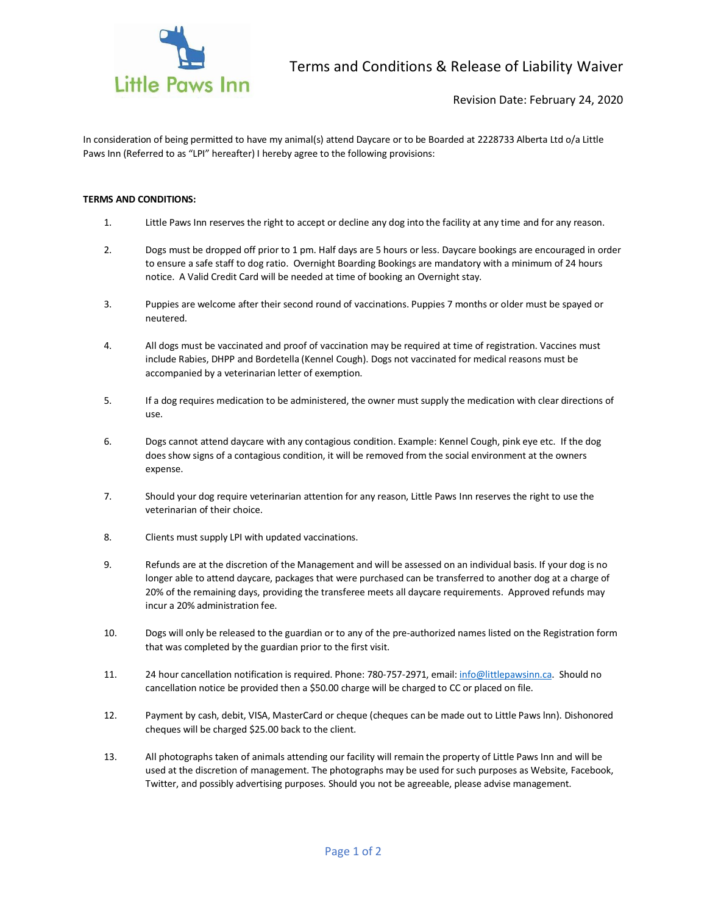Little Paws Inn

# Terms and Conditions & Release of Liability Waiver

Revision Date: February 24, 2020

In consideration of being permitted to have my animal(s) attend Daycare or to be Boarded at 2228733 Alberta Ltd o/a Little Paws Inn (Referred to as "LPI" hereafter) I hereby agree to the following provisions:

**TERMS AND CONDITIONS:**

1. Little Paws Inn reserves the right to accept or decline any dog into the facility at any time and for any reason.

2. Dogs must be dropped off prior to 1 pm. Half days are 5 hours or less. Daycare bookings are encouraged in order to ensure a safe staff to dog ratio. Overnight Boarding Bookings are mandatory with a minimum of 24 hours notice. A Valid Credit Card will be needed at time of booking an Overnight stay.

3. Puppies are welcome after their second round of vaccinations. Puppies 7 months or older must be spayed or neutered.

4. All dogs must be vaccinated and proof of vaccination may be required at time of registration. Vaccines must include Rabies, DHPP and Bordetella (Kennel Cough). Dogs not vaccinated for medical reasons must be accompanied by a veterinarian letter of exemption.

5. If a dog requires medication to be administered, the owner must supply the medication with clear directions of use.

6. Dogs cannot attend daycare with any contagious condition. Example: Kennel Cough, pink eye etc. If the dog does show signs of a contagious condition, it will be removed from the social environment at the owners expense.

7. Should your dog require veterinarian attention for any reason, Little Paws Inn reserves the right to use the veterinarian of their choice.

8. Clients must supply LPI with updated vaccinations.

9. Refunds are at the discretion of the Management and will be assessed on an individual basis. If your dog is no longer able to attend daycare, packages that were purchased can be transferred to another dog at a charge of 20% of the remaining days, providing the transferee meets all daycare requirements. Approved refunds may incur a 20% administration fee.

10. Dogs will only be released to the guardian or to any of the pre-authorized names listed on the Registration form that was completed by the guardian prior to the first visit.

11. 24 hour cancellation notification is required. Phone: 780-757-2971, email: info@littlepawsinn.ca. Should no cancellation notice be provided then a $50.00 charge will be charged to CC or placed on file.

12. Payment by cash, debit, VISA, MasterCard or cheque (cheques can be made out to Little Paws Inn). Dishonored cheques will be charged $25.00 back to the client.

13. All photographs taken of animals attending our facility will remain the property of Little Paws Inn and will be used at the discretion of management. The photographs may be used for such purposes as Website, Facebook, Twitter, and possibly advertising purposes. Should you not be agreeable, please advise management.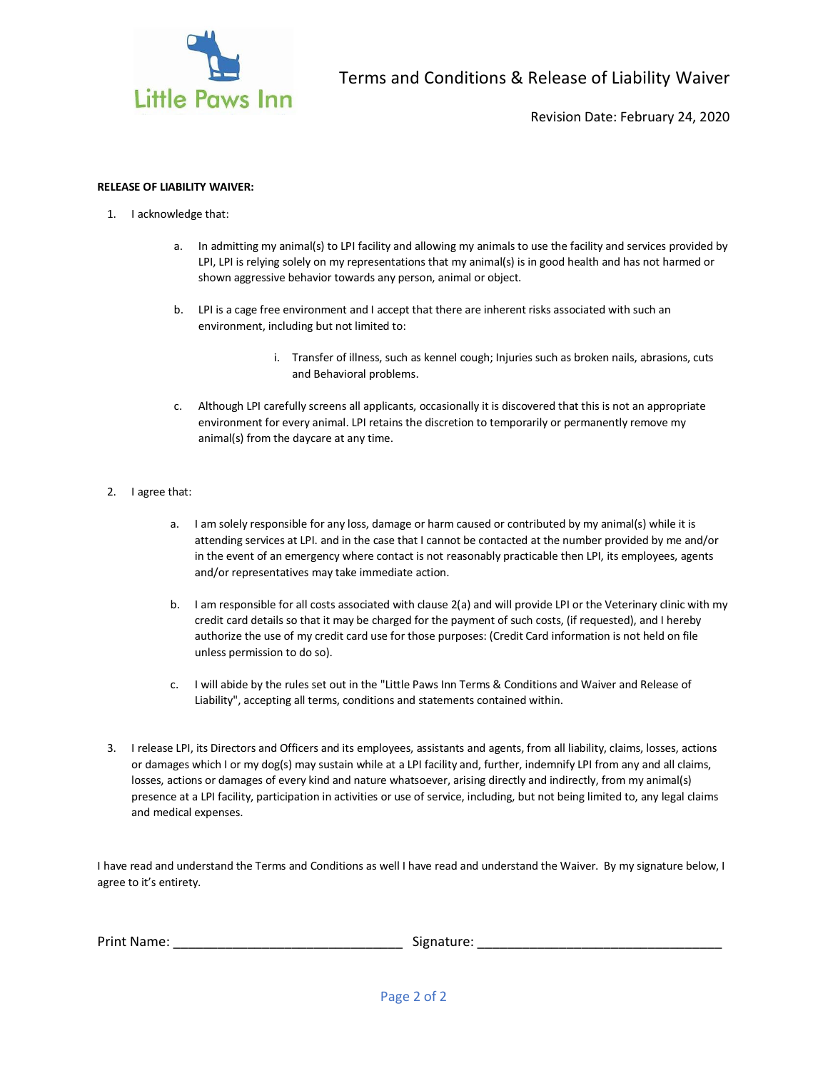Little Paws Inn

# Terms and Conditions & Release of Liability Waiver

Revision Date: February 24, 2020

**RELEASE OF LIABILITY WAIVER:**

1. I acknowledge that:

   a. In admitting my animal(s) to LPI facility and allowing my animals to use the facility and services provided by LPI, LPI is relying solely on my representations that my animal(s) is in good health and has not harmed or shown aggressive behavior towards any person, animal or object.

   b. LPI is a cage free environment and I accept that there are inherent risks associated with such an environment, including but not limited to:

      i. Transfer of illness, such as kennel cough; Injuries such as broken nails, abrasions, cuts and Behavioral problems.

   c. Although LPI carefully screens all applicants, occasionally it is discovered that this is not an appropriate environment for every animal. LPI retains the discretion to temporarily or permanently remove my animal(s) from the daycare at any time.

2. I agree that:

   a. I am solely responsible for any loss, damage or harm caused or contributed by my animal(s) while it is attending services at LPI. and in the case that I cannot be contacted at the number provided by me and/or in the event of an emergency where contact is not reasonably practicable then LPI, its employees, agents and/or representatives may take immediate action.

   b. I am responsible for all costs associated with clause 2(a) and will provide LPI or the Veterinary clinic with my credit card details so that it may be charged for the payment of such costs, (if requested), and I hereby authorize the use of my credit card use for those purposes: (Credit Card information is not held on file unless permission to do so).

   c. I will abide by the rules set out in the "Little Paws Inn Terms & Conditions and Waiver and Release of Liability", accepting all terms, conditions and statements contained within.

3. I release LPI, its Directors and Officers and its employees, assistants and agents, from all liability, claims, losses, actions or damages which I or my dog(s) may sustain while at a LPI facility and, further, indemnify LPI from any and all claims, losses, actions or damages of every kind and nature whatsoever, arising directly and indirectly, from my animal(s) presence at a LPI facility, participation in activities or use of service, including, but not being limited to, any legal claims and medical expenses.

I have read and understand the Terms and Conditions as well I have read and understand the Waiver. By my signature below, I agree to it's entirety.

Print Name: ______________________________ Signature: ________________________________